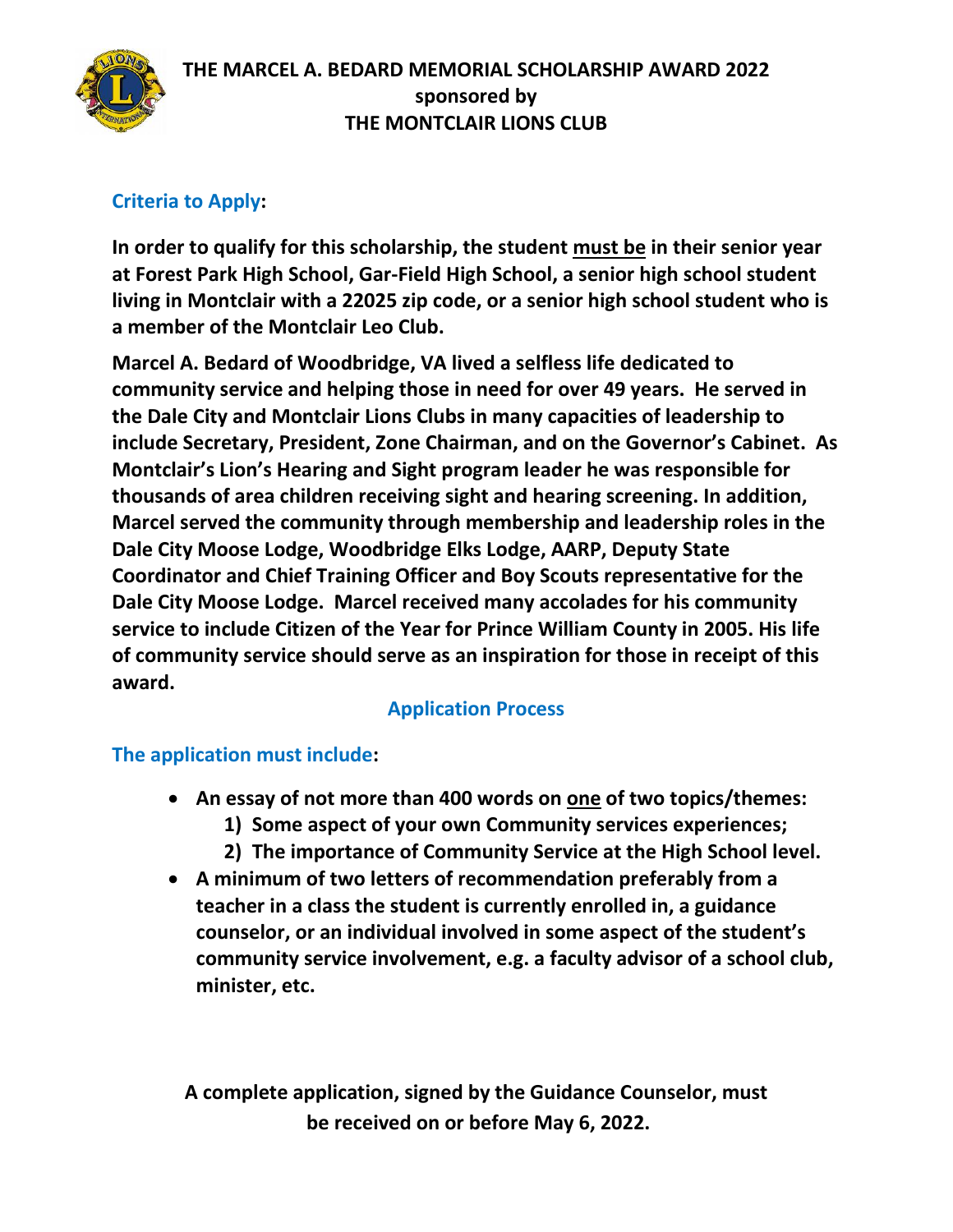# THE MARCEL A. BEDARD MEMORIAL SCHOLARSHIP AWARD 2022
## sponsored by
## THE MONTCLAIR LIONS CLUB

### Criteria to Apply:

**In order to qualify for this scholarship, the student <u>must be</u> in their senior year at Forest Park High School, Gar-Field High School, a senior high school student living in Montclair with a 22025 zip code, or a senior high school student who is a member of the Montclair Leo Club.**

**Marcel A. Bedard of Woodbridge, VA lived a selfless life dedicated to community service and helping those in need for over 49 years. He served in the Dale City and Montclair Lions Clubs in many capacities of leadership to include Secretary, President, Zone Chairman, and on the Governor's Cabinet. As Montclair's Lion's Hearing and Sight program leader he was responsible for thousands of area children receiving sight and hearing screening. In addition, Marcel served the community through membership and leadership roles in the Dale City Moose Lodge, Woodbridge Elks Lodge, AARP, Deputy State Coordinator and Chief Training Officer and Boy Scouts representative for the Dale City Moose Lodge. Marcel received many accolades for his community service to include Citizen of the Year for Prince William County in 2005. His life of community service should serve as an inspiration for those in receipt of this award.**

### Application Process

### The application must include:

- **An essay of not more than 400 words on <u>one</u> of two topics/themes:**
  1) **Some aspect of your own Community services experiences;**
  2) **The importance of Community Service at the High School level.**
- **A minimum of two letters of recommendation preferably from a teacher in a class the student is currently enrolled in, a guidance counselor, or an individual involved in some aspect of the student's community service involvement, e.g. a faculty advisor of a school club, minister, etc.**

**A complete application, signed by the Guidance Counselor, must be received on or before May 6, 2022.**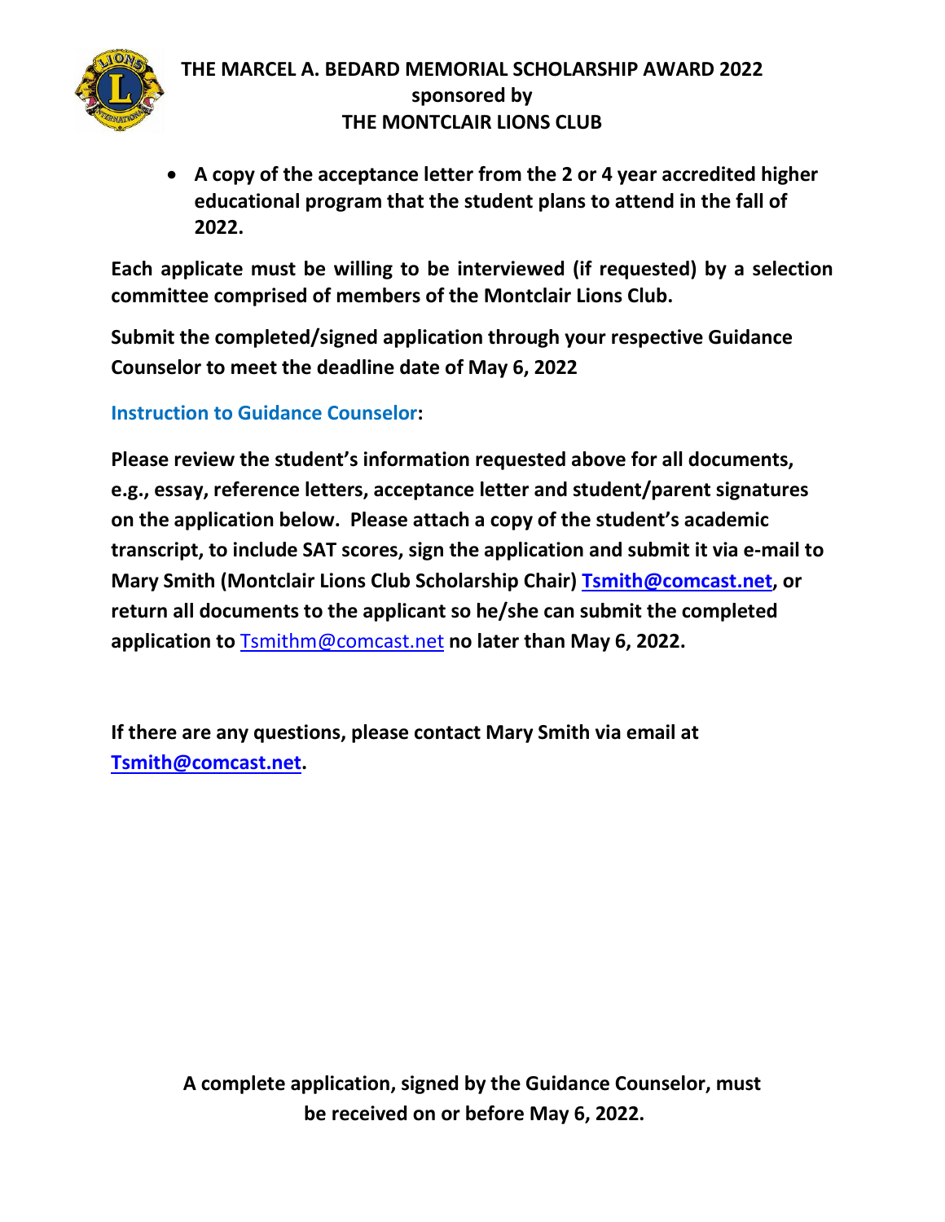**THE MARCEL A. BEDARD MEMORIAL SCHOLARSHIP AWARD 2022**
**sponsored by**
**THE MONTCLAIR LIONS CLUB**

- **A copy of the acceptance letter from the 2 or 4 year accredited higher educational program that the student plans to attend in the fall of 2022.**

**Each applicate must be willing to be interviewed (if requested) by a selection committee comprised of members of the Montclair Lions Club.**

**Submit the completed/signed application through your respective Guidance Counselor to meet the deadline date of May 6, 2022**

**Instruction to Guidance Counselor:**

**Please review the student's information requested above for all documents, e.g., essay, reference letters, acceptance letter and student/parent signatures on the application below. Please attach a copy of the student's academic transcript, to include SAT scores, sign the application and submit it via e-mail to Mary Smith (Montclair Lions Club Scholarship Chair) Tsmith@comcast.net, or return all documents to the applicant so he/she can submit the completed application to** Tsmithm@comcast.net **no later than May 6, 2022.**

**If there are any questions, please contact Mary Smith via email at Tsmith@comcast.net.**

**A complete application, signed by the Guidance Counselor, must be received on or before May 6, 2022.**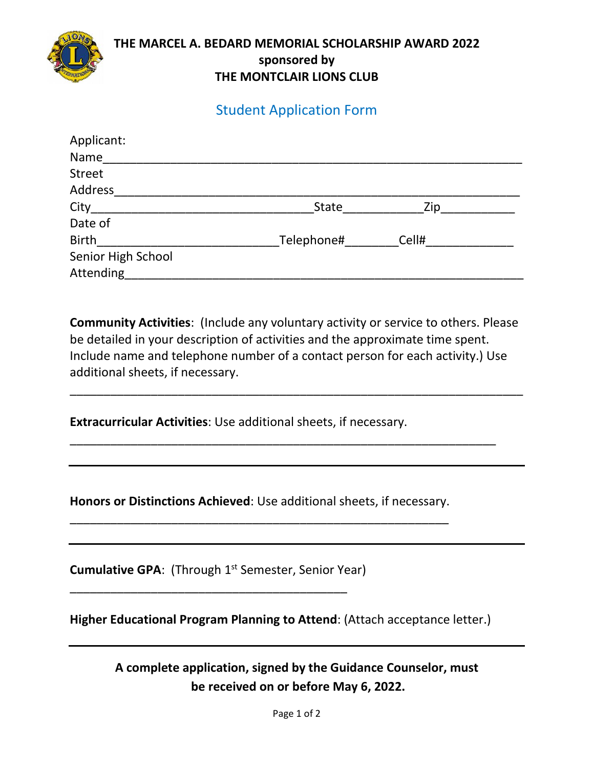**THE MARCEL A. BEDARD MEMORIAL SCHOLARSHIP AWARD 2022**
**sponsored by**
**THE MONTCLAIR LIONS CLUB**

## Student Application Form

Applicant:

Name_______________________________________________________________

Street Address_______________________________________________________

City_______________________________State___________Zip___________

Date of Birth__________________________Telephone#________Cell#_____________

Senior High School Attending_________________________________________________

**Community Activities**: (Include any voluntary activity or service to others. Please be detailed in your description of activities and the approximate time spent. Include name and telephone number of a contact person for each activity.) Use additional sheets, if necessary.

_______________________________________________________________________

**Extracurricular Activities**: Use additional sheets, if necessary.

_______________________________________________________________________

**Honors or Distinctions Achieved**: Use additional sheets, if necessary.

_______________________________________________________________________

**Cumulative GPA**: (Through 1st Semester, Senior Year)

___________________________________________

**Higher Educational Program Planning to Attend**: (Attach acceptance letter.)

_______________________________________________________________________

**A complete application, signed by the Guidance Counselor, must be received on or before May 6, 2022.**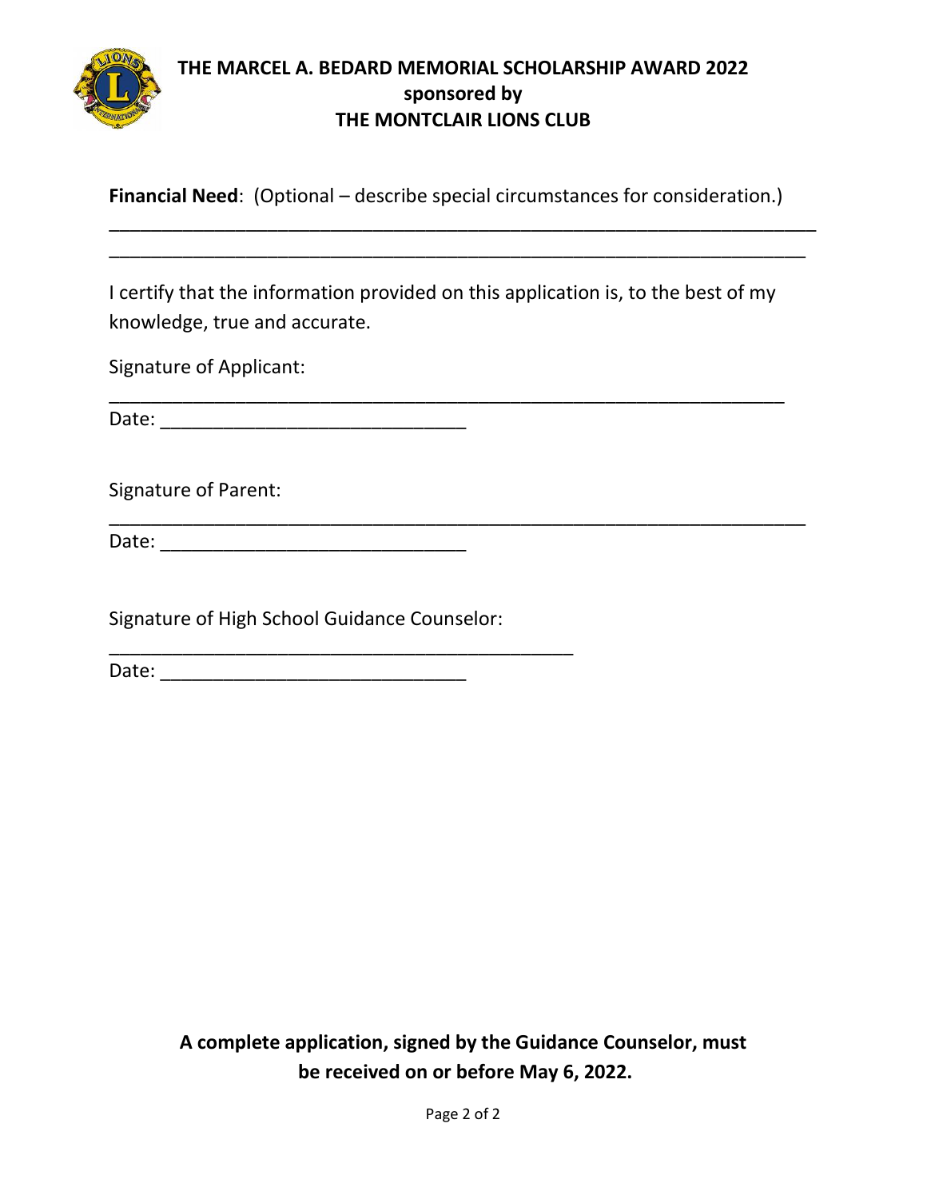# THE MARCEL A. BEDARD MEMORIAL SCHOLARSHIP AWARD 2022
## sponsored by
## THE MONTCLAIR LIONS CLUB

**Financial Need**: (Optional – describe special circumstances for consideration.)

_______________________________________________________________________

_______________________________________________________________________

I certify that the information provided on this application is, to the best of my knowledge, true and accurate.

Signature of Applicant:

_______________________________________________________________________

Date: ______________________________

Signature of Parent:

_______________________________________________________________________

Date: ______________________________

Signature of High School Guidance Counselor:

________________________________________

Date: ______________________________

**A complete application, signed by the Guidance Counselor, must be received on or before May 6, 2022.**